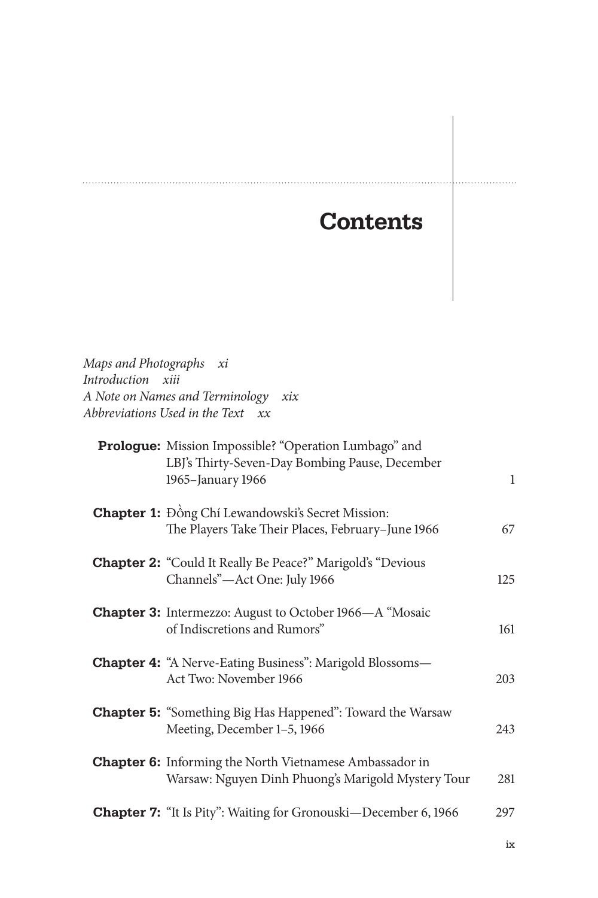# Contents

*Maps and Photographs* *xi*
*Introduction* *xiii*
*A Note on Names and Terminology* *xix*
*Abbreviations Used in the Text* *xx*

**Prologue:** Mission Impossible? "Operation Lumbago" and LBJ's Thirty-Seven-Day Bombing Pause, December 1965–January 1966 — 1

**Chapter 1:** Đồng Chí Lewandowski's Secret Mission: The Players Take Their Places, February–June 1966 — 67

**Chapter 2:** "Could It Really Be Peace?" Marigold's "Devious Channels"—Act One: July 1966 — 125

**Chapter 3:** Intermezzo: August to October 1966—A "Mosaic of Indiscretions and Rumors" — 161

**Chapter 4:** "A Nerve-Eating Business": Marigold Blossoms—Act Two: November 1966 — 203

**Chapter 5:** "Something Big Has Happened": Toward the Warsaw Meeting, December 1–5, 1966 — 243

**Chapter 6:** Informing the North Vietnamese Ambassador in Warsaw: Nguyen Dinh Phuong's Marigold Mystery Tour — 281

**Chapter 7:** "It Is Pity": Waiting for Gronouski—December 6, 1966 — 297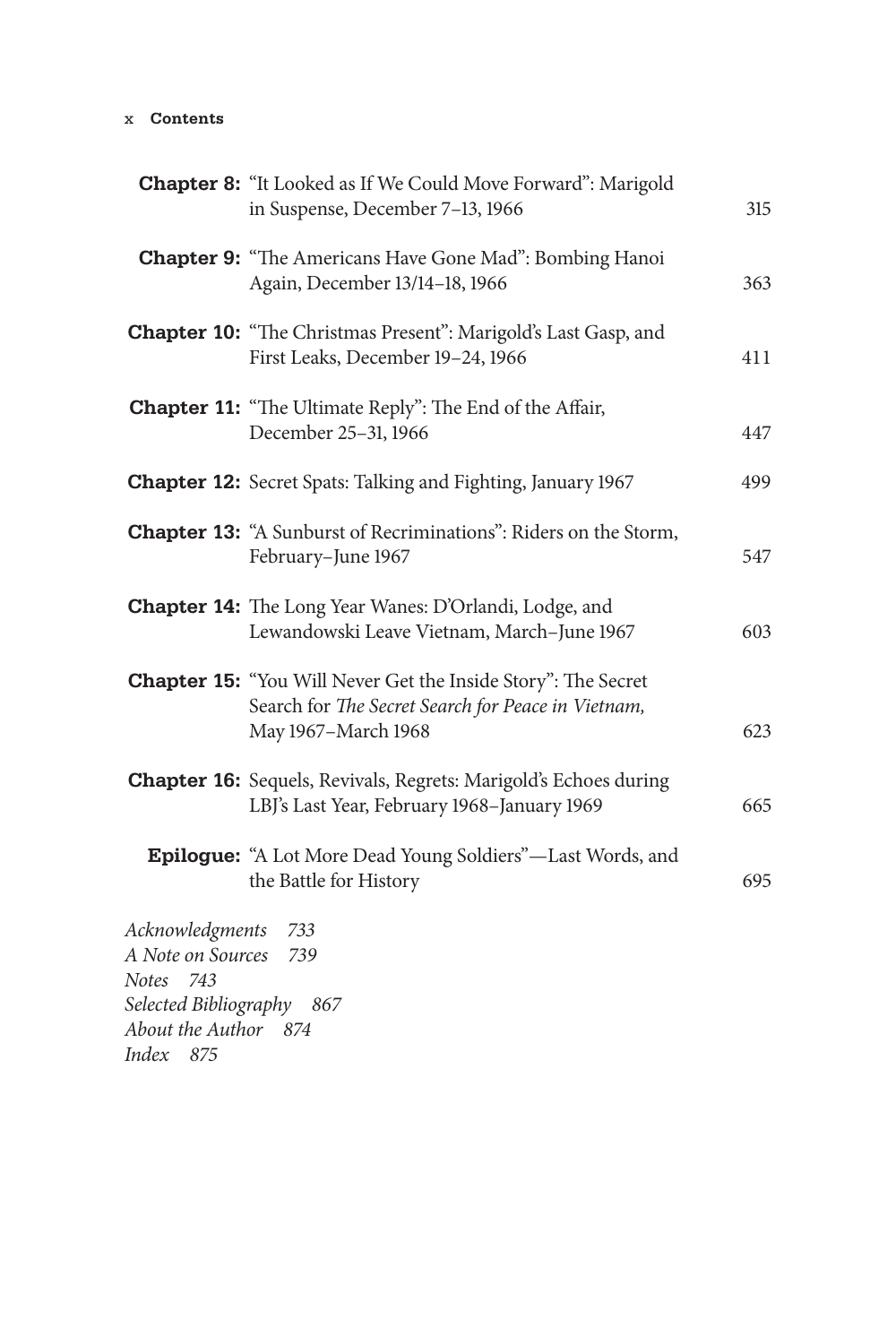**Chapter 8:** "It Looked as If We Could Move Forward": Marigold in Suspense, December 7–13, 1966 315

**Chapter 9:** "The Americans Have Gone Mad": Bombing Hanoi Again, December 13/14–18, 1966 363

**Chapter 10:** "The Christmas Present": Marigold's Last Gasp, and First Leaks, December 19–24, 1966 411

**Chapter 11:** "The Ultimate Reply": The End of the Affair, December 25–31, 1966 447

**Chapter 12:** Secret Spats: Talking and Fighting, January 1967 499

**Chapter 13:** "A Sunburst of Recriminations": Riders on the Storm, February–June 1967 547

**Chapter 14:** The Long Year Wanes: D'Orlandi, Lodge, and Lewandowski Leave Vietnam, March–June 1967 603

**Chapter 15:** "You Will Never Get the Inside Story": The Secret Search for *The Secret Search for Peace in Vietnam,* May 1967–March 1968 623

**Chapter 16:** Sequels, Revivals, Regrets: Marigold's Echoes during LBJ's Last Year, February 1968–January 1969 665

**Epilogue:** "A Lot More Dead Young Soldiers"—Last Words, and the Battle for History 695

*Acknowledgments 733*
*A Note on Sources 739*
*Notes 743*
*Selected Bibliography 867*
*About the Author 874*
*Index 875*